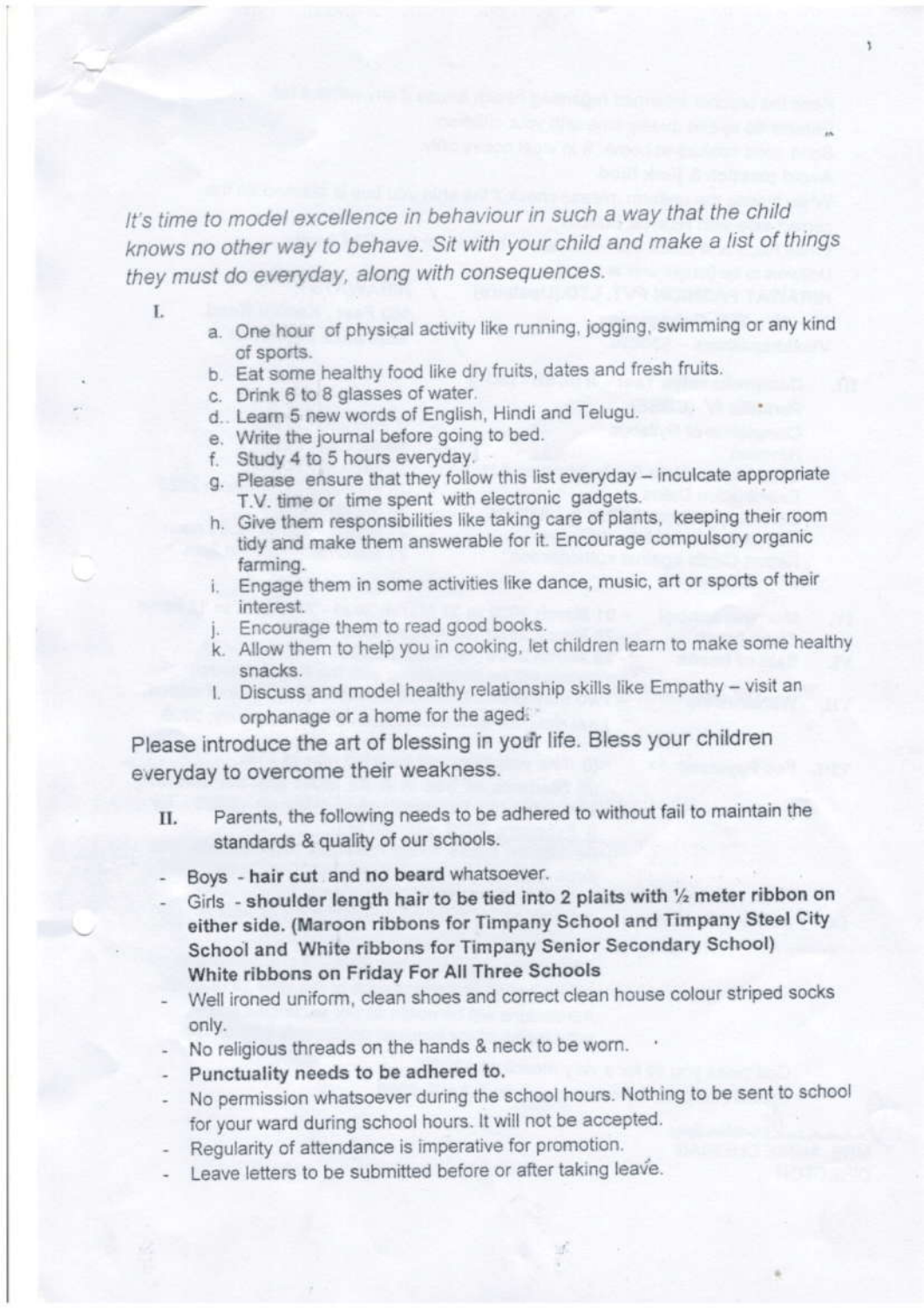*It's time to model excellence in behaviour in such a way that the child knows no other way to behave. Sit with your child and make a list of things they must do everyday, along with consequences.*

I.

a. One hour of physical activity like running, jogging, swimming or any kind of sports.
b. Eat some healthy food like dry fruits, dates and fresh fruits.
c. Drink 6 to 8 glasses of water.
d. Learn 5 new words of English, Hindi and Telugu.
e. Write the journal before going to bed.
f. Study 4 to 5 hours everyday.
g. Please ensure that they follow this list everyday – inculcate appropriate T.V. time or time spent with electronic gadgets.
h. Give them responsibilities like taking care of plants, keeping their room tidy and make them answerable for it. Encourage compulsory organic farming.
i. Engage them in some activities like dance, music, art or sports of their interest.
j. Encourage them to read good books.
k. Allow them to help you in cooking, let children learn to make some healthy snacks.
l. Discuss and model healthy relationship skills like Empathy – visit an orphanage or a home for the aged.

Please introduce the art of blessing in your life. Bless your children everyday to overcome their weakness.

II. Parents, the following needs to be adhered to without fail to maintain the standards & quality of our schools.

- Boys - **hair cut** and **no beard** whatsoever.
- Girls - **shoulder length hair to be tied into 2 plaits with ½ meter ribbon on either side. (Maroon ribbons for Timpany School and Timpany Steel City School and White ribbons for Timpany Senior Secondary School) White ribbons on Friday For All Three Schools**
- Well ironed uniform, clean shoes and correct clean house colour striped socks only.
- No religious threads on the hands & neck to be worn.
- **Punctuality needs to be adhered to.**
- No permission whatsoever during the school hours. Nothing to be sent to school for your ward during school hours. It will not be accepted.
- Regularity of attendance is imperative for promotion.
- Leave letters to be submitted before or after taking leave.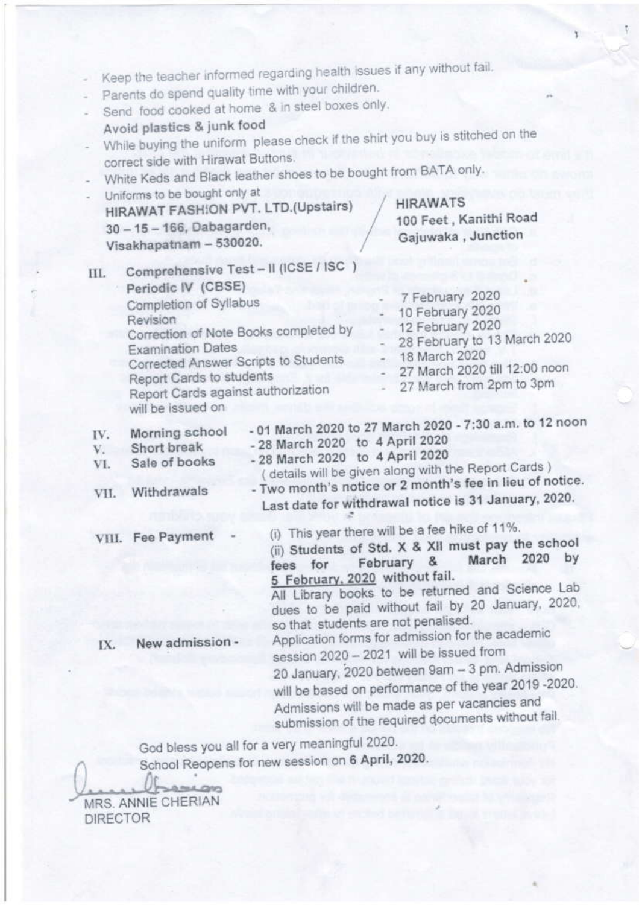- Keep the teacher informed regarding health issues if any without fail.
- Parents do spend quality time with your children.
- Send food cooked at home & in steel boxes only.
  **Avoid plastics & junk food**
- While buying the uniform please check if the shirt you buy is stitched on the correct side with Hirawat Buttons.
- White Keds and Black leather shoes to be bought from BATA only.
- Uniforms to be bought only at

**HIRAWAT FASHION PVT. LTD.(Upstairs)**
**30 – 15 – 166, Dabagarden,**
**Visakhapatnam – 530020.**

**HIRAWATS**
**100 Feet , Kanithi Road**
**Gajuwaka , Junction**

III. **Comprehensive Test – II (ICSE / ISC )**
**Periodic IV (CBSE)**

| | |
|---|---|
| Completion of Syllabus | - 7 February 2020 |
| Revision | - 10 February 2020 |
| Correction of Note Books completed by | - 12 February 2020 |
| Examination Dates | - 28 February to 13 March 2020 |
| Corrected Answer Scripts to Students | - 18 March 2020 |
| Report Cards to students | - 27 March 2020 till 12:00 noon |
| Report Cards against authorization will be issued on | - 27 March from 2pm to 3pm |

IV. **Morning school** - 01 March 2020 to 27 March 2020 - 7:30 a.m. to 12 noon

V. **Short break** - 28 March 2020 to 4 April 2020

VI. **Sale of books** - 28 March 2020 to 4 April 2020
( details will be given along with the Report Cards )

VII. **Withdrawals** - Two month's notice or 2 month's fee in lieu of notice.
**Last date for withdrawal notice is 31 January, 2020.**

VIII. **Fee Payment** - (i) This year there will be a fee hike of 11%.
(ii) **Students of Std. X & XII must pay the school fees for February & March 2020 by** __5 February, 2020__ **without fail.**
All Library books to be returned and Science Lab dues to be paid without fail by 20 January, 2020, so that students are not penalised.

IX. **New admission** - Application forms for admission for the academic session 2020 – 2021 will be issued from 20 January, 2020 between 9am – 3 pm. Admission will be based on performance of the year 2019 -2020. Admissions will be made as per vacancies and submission of the required documents without fail.

God bless you all for a very meaningful 2020.
School Reopens for new session on **6 April, 2020.**

MRS. ANNIE CHERIAN
DIRECTOR